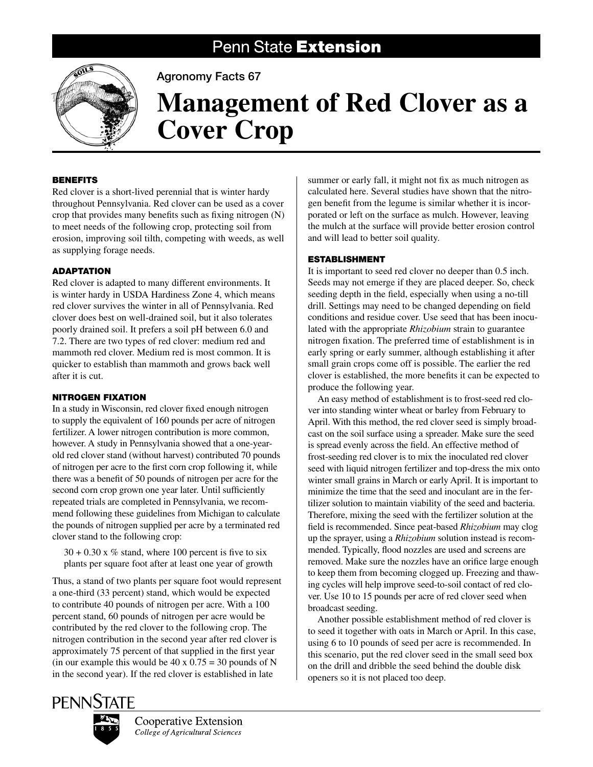Penn State **Extension**

Agronomy Facts 67

# Management of Red Clover as a Cover Crop

## BENEFITS

Red clover is a short-lived perennial that is winter hardy throughout Pennsylvania. Red clover can be used as a cover crop that provides many benefits such as fixing nitrogen (N) to meet needs of the following crop, protecting soil from erosion, improving soil tilth, competing with weeds, as well as supplying forage needs.

## ADAPTATION

Red clover is adapted to many different environments. It is winter hardy in USDA Hardiness Zone 4, which means red clover survives the winter in all of Pennsylvania. Red clover does best on well-drained soil, but it also tolerates poorly drained soil. It prefers a soil pH between 6.0 and 7.2. There are two types of red clover: medium red and mammoth red clover. Medium red is most common. It is quicker to establish than mammoth and grows back well after it is cut.

## NITROGEN FIXATION

In a study in Wisconsin, red clover fixed enough nitrogen to supply the equivalent of 160 pounds per acre of nitrogen fertilizer. A lower nitrogen contribution is more common, however. A study in Pennsylvania showed that a one-year-old red clover stand (without harvest) contributed 70 pounds of nitrogen per acre to the first corn crop following it, while there was a benefit of 50 pounds of nitrogen per acre for the second corn crop grown one year later. Until sufficiently repeated trials are completed in Pennsylvania, we recommend following these guidelines from Michigan to calculate the pounds of nitrogen supplied per acre by a terminated red clover stand to the following crop:

> 30 + 0.30 x % stand, where 100 percent is five to six plants per square foot after at least one year of growth

Thus, a stand of two plants per square foot would represent a one-third (33 percent) stand, which would be expected to contribute 40 pounds of nitrogen per acre. With a 100 percent stand, 60 pounds of nitrogen per acre would be contributed by the red clover to the following crop. The nitrogen contribution in the second year after red clover is approximately 75 percent of that supplied in the first year (in our example this would be 40 x 0.75 = 30 pounds of N in the second year). If the red clover is established in late summer or early fall, it might not fix as much nitrogen as calculated here. Several studies have shown that the nitrogen benefit from the legume is similar whether it is incorporated or left on the surface as mulch. However, leaving the mulch at the surface will provide better erosion control and will lead to better soil quality.

## ESTABLISHMENT

It is important to seed red clover no deeper than 0.5 inch. Seeds may not emerge if they are placed deeper. So, check seeding depth in the field, especially when using a no-till drill. Settings may need to be changed depending on field conditions and residue cover. Use seed that has been inoculated with the appropriate *Rhizobium* strain to guarantee nitrogen fixation. The preferred time of establishment is in early spring or early summer, although establishing it after small grain crops come off is possible. The earlier the red clover is established, the more benefits it can be expected to produce the following year.

An easy method of establishment is to frost-seed red clover into standing winter wheat or barley from February to April. With this method, the red clover seed is simply broadcast on the soil surface using a spreader. Make sure the seed is spread evenly across the field. An effective method of frost-seeding red clover is to mix the inoculated red clover seed with liquid nitrogen fertilizer and top-dress the mix onto winter small grains in March or early April. It is important to minimize the time that the seed and inoculant are in the fertilizer solution to maintain viability of the seed and bacteria. Therefore, mixing the seed with the fertilizer solution at the field is recommended. Since peat-based *Rhizobium* may clog up the sprayer, using a *Rhizobium* solution instead is recommended. Typically, flood nozzles are used and screens are removed. Make sure the nozzles have an orifice large enough to keep them from becoming clogged up. Freezing and thawing cycles will help improve seed-to-soil contact of red clover. Use 10 to 15 pounds per acre of red clover seed when broadcast seeding.

Another possible establishment method of red clover is to seed it together with oats in March or April. In this case, using 6 to 10 pounds of seed per acre is recommended. In this scenario, put the red clover seed in the small seed box on the drill and dribble the seed behind the double disk openers so it is not placed too deep.

PENNSTATE

Cooperative Extension
*College of Agricultural Sciences*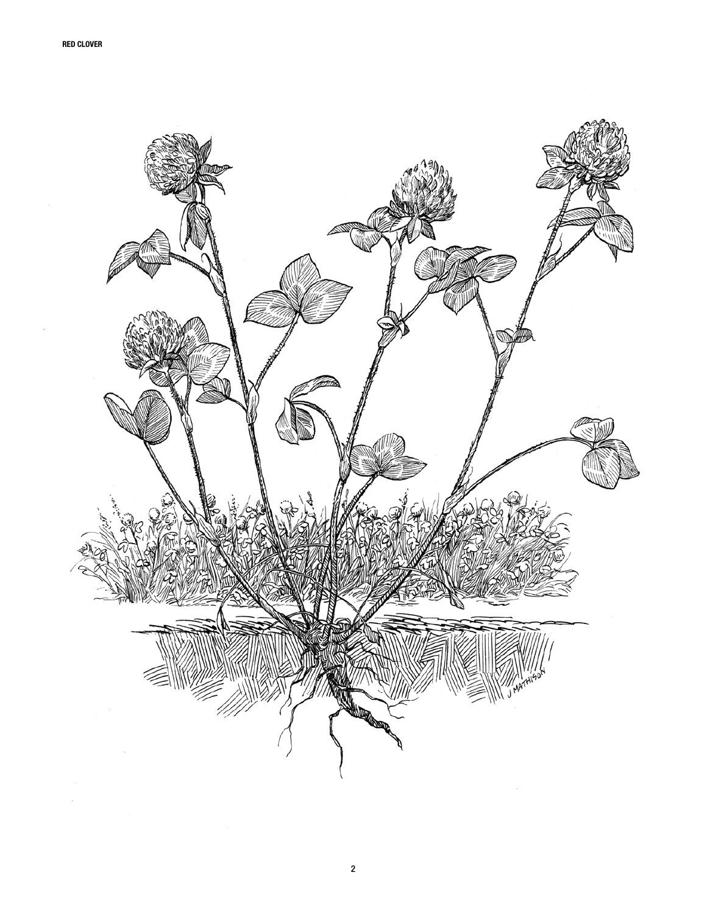RED CLOVER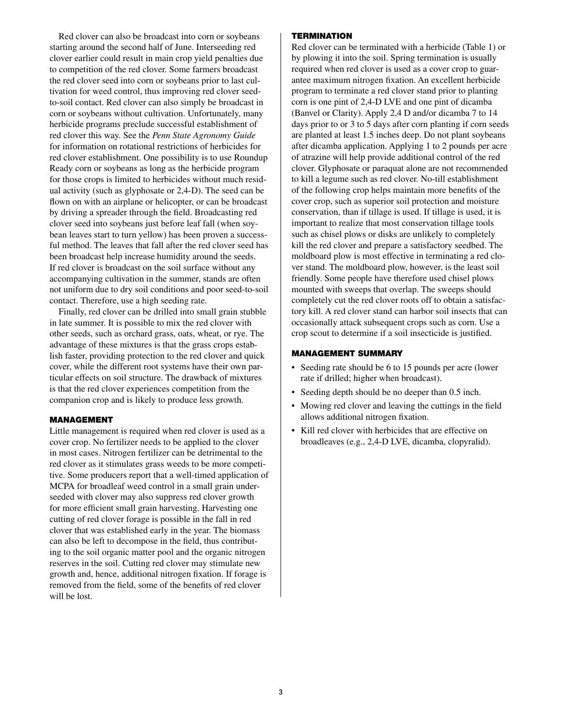Red clover can also be broadcast into corn or soybeans starting around the second half of June. Interseeding red clover earlier could result in main crop yield penalties due to competition of the red clover. Some farmers broadcast the red clover seed into corn or soybeans prior to last cultivation for weed control, thus improving red clover seed-to-soil contact. Red clover can also simply be broadcast in corn or soybeans without cultivation. Unfortunately, many herbicide programs preclude successful establishment of red clover this way. See the *Penn State Agronomy Guide* for information on rotational restrictions of herbicides for red clover establishment. One possibility is to use Roundup Ready corn or soybeans as long as the herbicide program for those crops is limited to herbicides without much residual activity (such as glyphosate or 2,4-D). The seed can be flown on with an airplane or helicopter, or can be broadcast by driving a spreader through the field. Broadcasting red clover seed into soybeans just before leaf fall (when soybean leaves start to turn yellow) has been proven a successful method. The leaves that fall after the red clover seed has been broadcast help increase humidity around the seeds. If red clover is broadcast on the soil surface without any accompanying cultivation in the summer, stands are often not uniform due to dry soil conditions and poor seed-to-soil contact. Therefore, use a high seeding rate.

Finally, red clover can be drilled into small grain stubble in late summer. It is possible to mix the red clover with other seeds, such as orchard grass, oats, wheat, or rye. The advantage of these mixtures is that the grass crops establish faster, providing protection to the red clover and quick cover, while the different root systems have their own particular effects on soil structure. The drawback of mixtures is that the red clover experiences competition from the companion crop and is likely to produce less growth.

### MANAGEMENT

Little management is required when red clover is used as a cover crop. No fertilizer needs to be applied to the clover in most cases. Nitrogen fertilizer can be detrimental to the red clover as it stimulates grass weeds to be more competitive. Some producers report that a well-timed application of MCPA for broadleaf weed control in a small grain underseeded with clover may also suppress red clover growth for more efficient small grain harvesting. Harvesting one cutting of red clover forage is possible in the fall in red clover that was established early in the year. The biomass can also be left to decompose in the field, thus contributing to the soil organic matter pool and the organic nitrogen reserves in the soil. Cutting red clover may stimulate new growth and, hence, additional nitrogen fixation. If forage is removed from the field, some of the benefits of red clover will be lost.

### TERMINATION

Red clover can be terminated with a herbicide (Table 1) or by plowing it into the soil. Spring termination is usually required when red clover is used as a cover crop to guarantee maximum nitrogen fixation. An excellent herbicide program to terminate a red clover stand prior to planting corn is one pint of 2,4-D LVE and one pint of dicamba (Banvel or Clarity). Apply 2,4 D and/or dicamba 7 to 14 days prior to or 3 to 5 days after corn planting if corn seeds are planted at least 1.5 inches deep. Do not plant soybeans after dicamba application. Applying 1 to 2 pounds per acre of atrazine will help provide additional control of the red clover. Glyphosate or paraquat alone are not recommended to kill a legume such as red clover. No-till establishment of the following crop helps maintain more benefits of the cover crop, such as superior soil protection and moisture conservation, than if tillage is used. If tillage is used, it is important to realize that most conservation tillage tools such as chisel plows or disks are unlikely to completely kill the red clover and prepare a satisfactory seedbed. The moldboard plow is most effective in terminating a red clover stand. The moldboard plow, however, is the least soil friendly. Some people have therefore used chisel plows mounted with sweeps that overlap. The sweeps should completely cut the red clover roots off to obtain a satisfactory kill. A red clover stand can harbor soil insects that can occasionally attack subsequent crops such as corn. Use a crop scout to determine if a soil insecticide is justified.

### MANAGEMENT SUMMARY

- Seeding rate should be 6 to 15 pounds per acre (lower rate if drilled; higher when broadcast).
- Seeding depth should be no deeper than 0.5 inch.
- Mowing red clover and leaving the cuttings in the field allows additional nitrogen fixation.
- Kill red clover with herbicides that are effective on broadleaves (e.g., 2,4-D LVE, dicamba, clopyralid).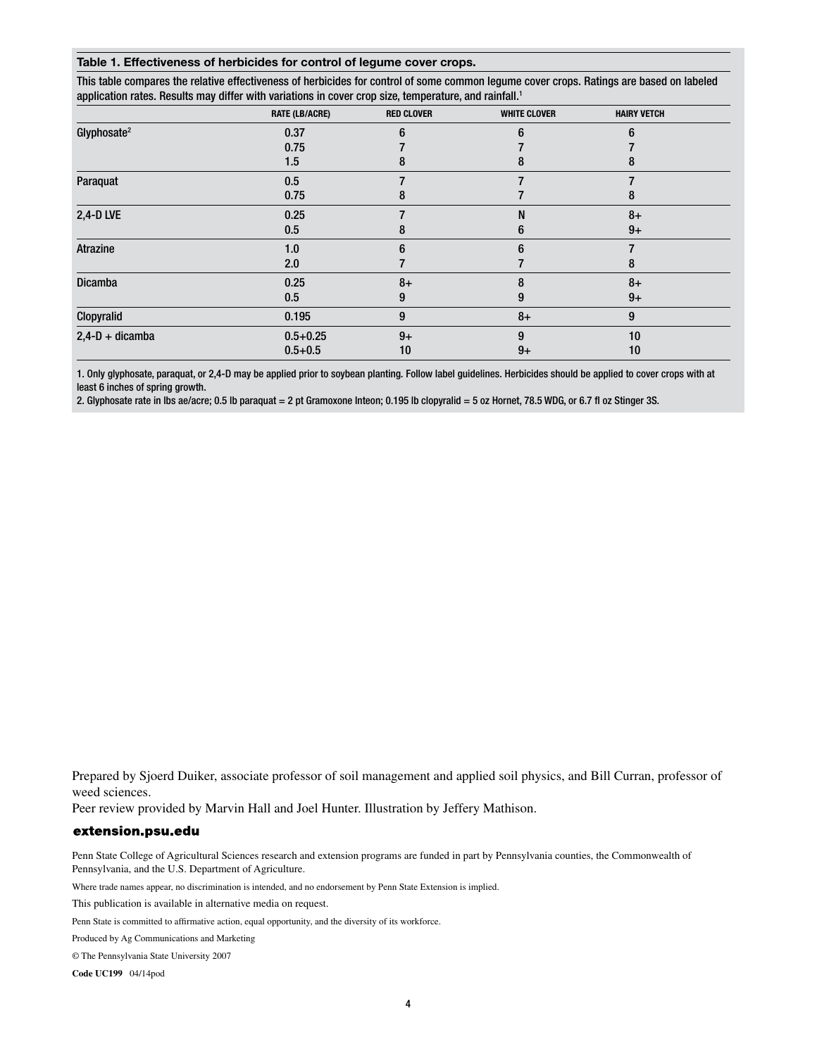**Table 1. Effectiveness of herbicides for control of legume cover crops.**

This table compares the relative effectiveness of herbicides for control of some common legume cover crops. Ratings are based on labeled application rates. Results may differ with variations in cover crop size, temperature, and rainfall.[1]

| | RATE (LB/ACRE) | RED CLOVER | WHITE CLOVER | HAIRY VETCH |
|---|---|---|---|---|
| Glyphosate[2] | 0.37 | 6 | 6 | 6 |
| | 0.75 | 7 | 7 | 7 |
| | 1.5 | 8 | 8 | 8 |
| Paraquat | 0.5 | 7 | 7 | 7 |
| | 0.75 | 8 | 7 | 8 |
| 2,4-D LVE | 0.25 | 7 | N | 8+ |
| | 0.5 | 8 | 6 | 9+ |
| Atrazine | 1.0 | 6 | 6 | 7 |
| | 2.0 | 7 | 7 | 8 |
| Dicamba | 0.25 | 8+ | 8 | 8+ |
| | 0.5 | 9 | 9 | 9+ |
| Clopyralid | 0.195 | 9 | 8+ | 9 |
| 2,4-D + dicamba | 0.5+0.25 | 9+ | 9 | 10 |
| | 0.5+0.5 | 10 | 9+ | 10 |

1. Only glyphosate, paraquat, or 2,4-D may be applied prior to soybean planting. Follow label guidelines. Herbicides should be applied to cover crops with at least 6 inches of spring growth.
2. Glyphosate rate in lbs ae/acre; 0.5 lb paraquat = 2 pt Gramoxone Inteon; 0.195 lb clopyralid = 5 oz Hornet, 78.5 WDG, or 6.7 fl oz Stinger 3S.

Prepared by Sjoerd Duiker, associate professor of soil management and applied soil physics, and Bill Curran, professor of weed sciences.
Peer review provided by Marvin Hall and Joel Hunter. Illustration by Jeffery Mathison.

**extension.psu.edu**

Penn State College of Agricultural Sciences research and extension programs are funded in part by Pennsylvania counties, the Commonwealth of Pennsylvania, and the U.S. Department of Agriculture.

Where trade names appear, no discrimination is intended, and no endorsement by Penn State Extension is implied.

This publication is available in alternative media on request.

Penn State is committed to affirmative action, equal opportunity, and the diversity of its workforce.

Produced by Ag Communications and Marketing

© The Pennsylvania State University 2007

**Code UC199** 04/14pod